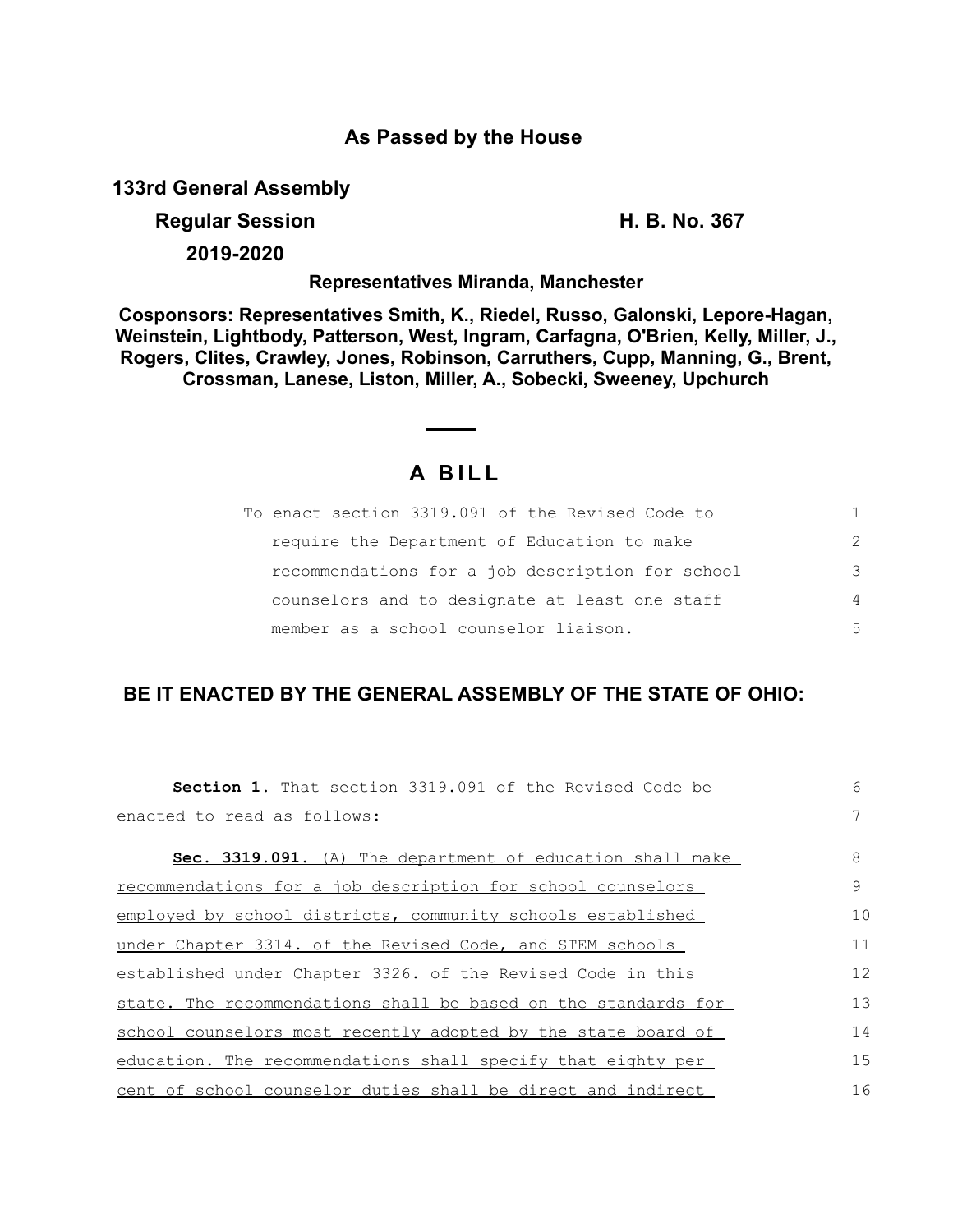## As Passed by the House

**133rd General Assembly**

**Regular Session** **H. B. No. 367**

**2019-2020**

**Representatives Miranda, Manchester**

**Cosponsors: Representatives Smith, K., Riedel, Russo, Galonski, Lepore-Hagan, Weinstein, Lightbody, Patterson, West, Ingram, Carfagna, O'Brien, Kelly, Miller, J., Rogers, Clites, Crawley, Jones, Robinson, Carruthers, Cupp, Manning, G., Brent, Crossman, Lanese, Liston, Miller, A., Sobecki, Sweeney, Upchurch**

# A BILL

To enact section 3319.091 of the Revised Code to require the Department of Education to make recommendations for a job description for school counselors and to designate at least one staff member as a school counselor liaison.

**BE IT ENACTED BY THE GENERAL ASSEMBLY OF THE STATE OF OHIO:**

**Section 1.** That section 3319.091 of the Revised Code be enacted to read as follows:

**Sec. 3319.091.** (A) The department of education shall make recommendations for a job description for school counselors employed by school districts, community schools established under Chapter 3314. of the Revised Code, and STEM schools established under Chapter 3326. of the Revised Code in this state. The recommendations shall be based on the standards for school counselors most recently adopted by the state board of education. The recommendations shall specify that eighty per cent of school counselor duties shall be direct and indirect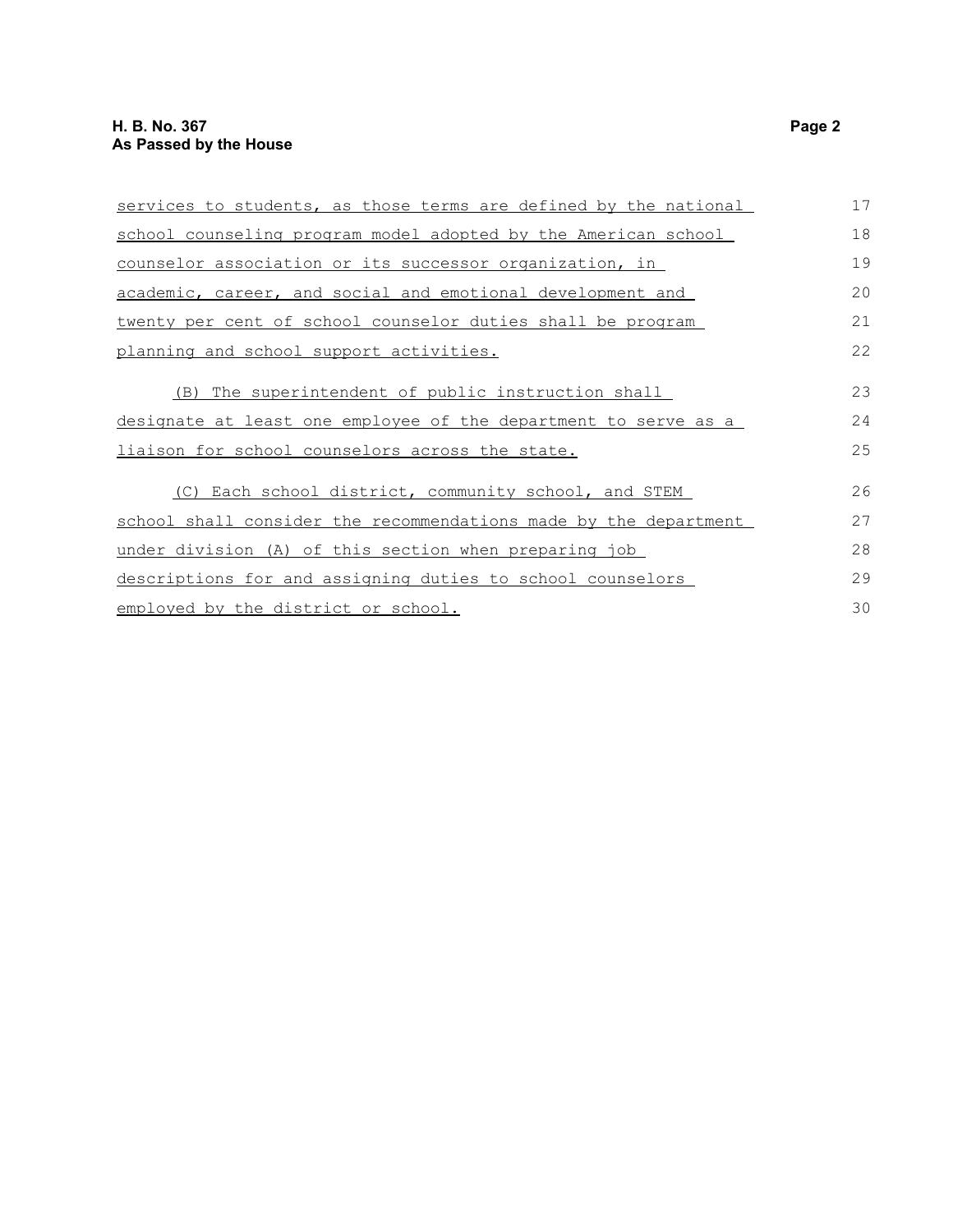services to students, as those terms are defined by the national school counseling program model adopted by the American school counselor association or its successor organization, in academic, career, and social and emotional development and twenty per cent of school counselor duties shall be program planning and school support activities.

(B) The superintendent of public instruction shall designate at least one employee of the department to serve as a liaison for school counselors across the state.

(C) Each school district, community school, and STEM school shall consider the recommendations made by the department under division (A) of this section when preparing job descriptions for and assigning duties to school counselors employed by the district or school.